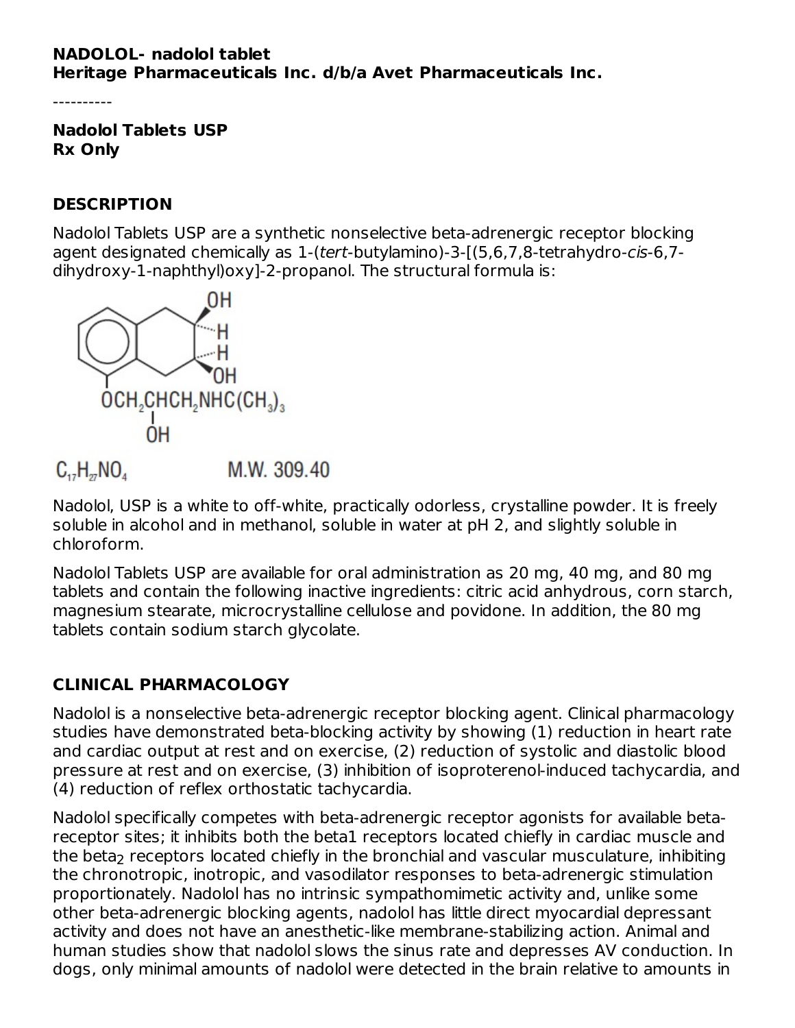**NADOLOL- nadolol tablet**
**Heritage Pharmaceuticals Inc. d/b/a Avet Pharmaceuticals Inc.**

----------

**Nadolol Tablets USP**
**Rx Only**

## DESCRIPTION

Nadolol Tablets USP are a synthetic nonselective beta-adrenergic receptor blocking agent designated chemically as 1-(*tert*-butylamino)-3-[(5,6,7,8-tetrahydro-*cis*-6,7-dihydroxy-1-naphthyl)oxy]-2-propanol. The structural formula is:

$C_{17}H_{27}NO_4$ M.W. 309.40

Nadolol, USP is a white to off-white, practically odorless, crystalline powder. It is freely soluble in alcohol and in methanol, soluble in water at pH 2, and slightly soluble in chloroform.

Nadolol Tablets USP are available for oral administration as 20 mg, 40 mg, and 80 mg tablets and contain the following inactive ingredients: citric acid anhydrous, corn starch, magnesium stearate, microcrystalline cellulose and povidone. In addition, the 80 mg tablets contain sodium starch glycolate.

## CLINICAL PHARMACOLOGY

Nadolol is a nonselective beta-adrenergic receptor blocking agent. Clinical pharmacology studies have demonstrated beta-blocking activity by showing (1) reduction in heart rate and cardiac output at rest and on exercise, (2) reduction of systolic and diastolic blood pressure at rest and on exercise, (3) inhibition of isoproterenol-induced tachycardia, and (4) reduction of reflex orthostatic tachycardia.

Nadolol specifically competes with beta-adrenergic receptor agonists for available beta-receptor sites; it inhibits both the beta1 receptors located chiefly in cardiac muscle and the $beta_2$ receptors located chiefly in the bronchial and vascular musculature, inhibiting the chronotropic, inotropic, and vasodilator responses to beta-adrenergic stimulation proportionately. Nadolol has no intrinsic sympathomimetic activity and, unlike some other beta-adrenergic blocking agents, nadolol has little direct myocardial depressant activity and does not have an anesthetic-like membrane-stabilizing action. Animal and human studies show that nadolol slows the sinus rate and depresses AV conduction. In dogs, only minimal amounts of nadolol were detected in the brain relative to amounts in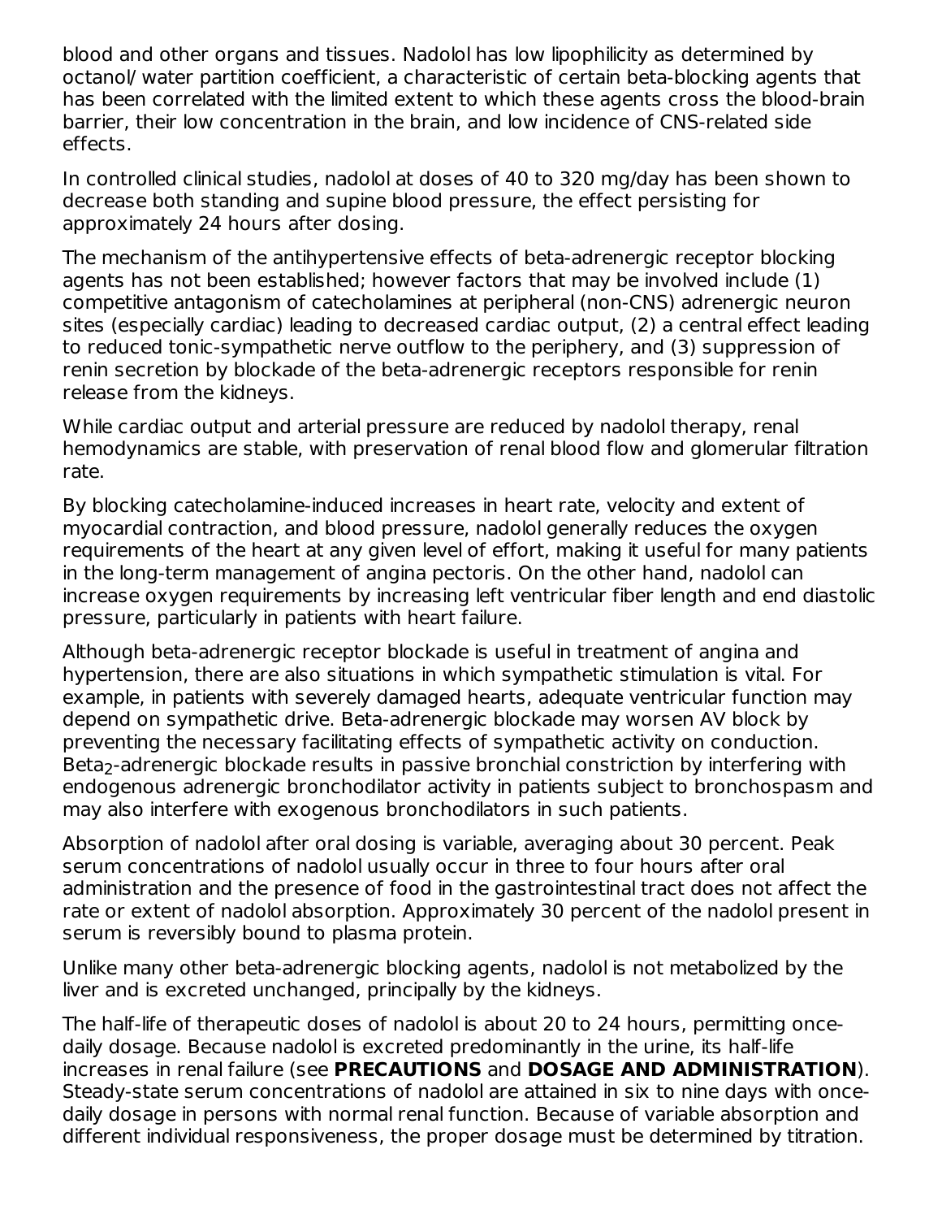blood and other organs and tissues. Nadolol has low lipophilicity as determined by octanol/ water partition coefficient, a characteristic of certain beta-blocking agents that has been correlated with the limited extent to which these agents cross the blood-brain barrier, their low concentration in the brain, and low incidence of CNS-related side effects.

In controlled clinical studies, nadolol at doses of 40 to 320 mg/day has been shown to decrease both standing and supine blood pressure, the effect persisting for approximately 24 hours after dosing.

The mechanism of the antihypertensive effects of beta-adrenergic receptor blocking agents has not been established; however factors that may be involved include (1) competitive antagonism of catecholamines at peripheral (non-CNS) adrenergic neuron sites (especially cardiac) leading to decreased cardiac output, (2) a central effect leading to reduced tonic-sympathetic nerve outflow to the periphery, and (3) suppression of renin secretion by blockade of the beta-adrenergic receptors responsible for renin release from the kidneys.

While cardiac output and arterial pressure are reduced by nadolol therapy, renal hemodynamics are stable, with preservation of renal blood flow and glomerular filtration rate.

By blocking catecholamine-induced increases in heart rate, velocity and extent of myocardial contraction, and blood pressure, nadolol generally reduces the oxygen requirements of the heart at any given level of effort, making it useful for many patients in the long-term management of angina pectoris. On the other hand, nadolol can increase oxygen requirements by increasing left ventricular fiber length and end diastolic pressure, particularly in patients with heart failure.

Although beta-adrenergic receptor blockade is useful in treatment of angina and hypertension, there are also situations in which sympathetic stimulation is vital. For example, in patients with severely damaged hearts, adequate ventricular function may depend on sympathetic drive. Beta-adrenergic blockade may worsen AV block by preventing the necessary facilitating effects of sympathetic activity on conduction. $Beta_2$-adrenergic blockade results in passive bronchial constriction by interfering with endogenous adrenergic bronchodilator activity in patients subject to bronchospasm and may also interfere with exogenous bronchodilators in such patients.

Absorption of nadolol after oral dosing is variable, averaging about 30 percent. Peak serum concentrations of nadolol usually occur in three to four hours after oral administration and the presence of food in the gastrointestinal tract does not affect the rate or extent of nadolol absorption. Approximately 30 percent of the nadolol present in serum is reversibly bound to plasma protein.

Unlike many other beta-adrenergic blocking agents, nadolol is not metabolized by the liver and is excreted unchanged, principally by the kidneys.

The half-life of therapeutic doses of nadolol is about 20 to 24 hours, permitting once-daily dosage. Because nadolol is excreted predominantly in the urine, its half-life increases in renal failure (see **PRECAUTIONS** and **DOSAGE AND ADMINISTRATION**). Steady-state serum concentrations of nadolol are attained in six to nine days with once-daily dosage in persons with normal renal function. Because of variable absorption and different individual responsiveness, the proper dosage must be determined by titration.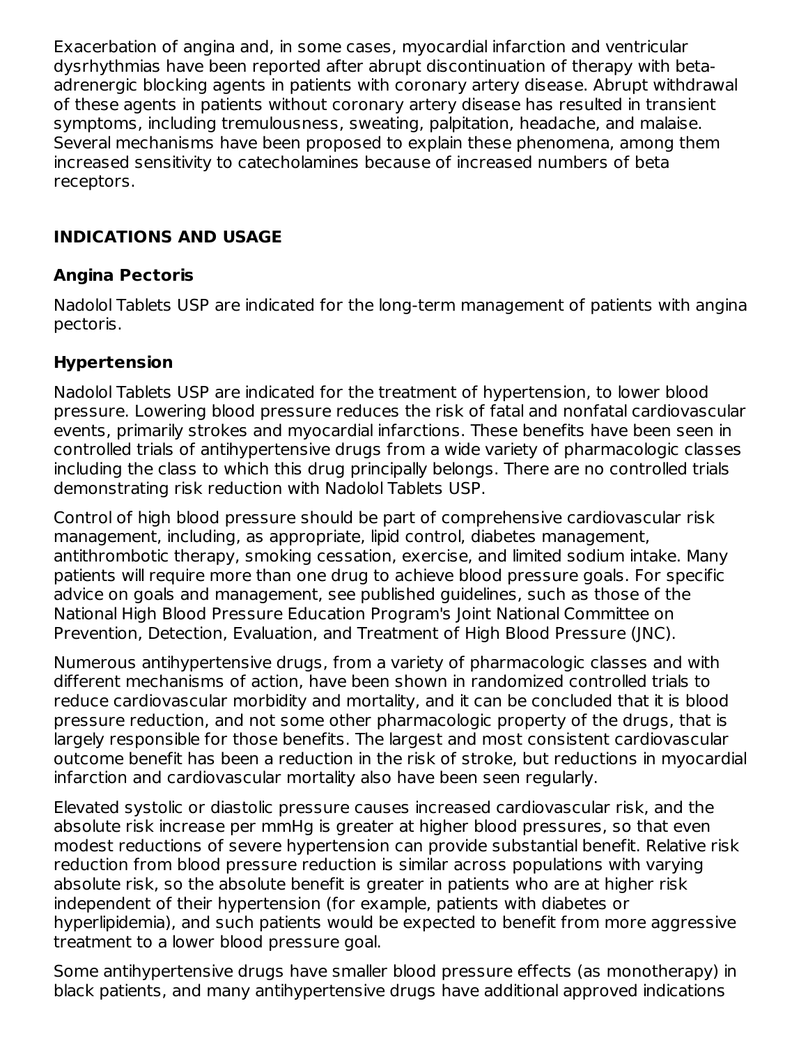Exacerbation of angina and, in some cases, myocardial infarction and ventricular dysrhythmias have been reported after abrupt discontinuation of therapy with beta-adrenergic blocking agents in patients with coronary artery disease. Abrupt withdrawal of these agents in patients without coronary artery disease has resulted in transient symptoms, including tremulousness, sweating, palpitation, headache, and malaise. Several mechanisms have been proposed to explain these phenomena, among them increased sensitivity to catecholamines because of increased numbers of beta receptors.

## INDICATIONS AND USAGE

### Angina Pectoris

Nadolol Tablets USP are indicated for the long-term management of patients with angina pectoris.

### Hypertension

Nadolol Tablets USP are indicated for the treatment of hypertension, to lower blood pressure. Lowering blood pressure reduces the risk of fatal and nonfatal cardiovascular events, primarily strokes and myocardial infarctions. These benefits have been seen in controlled trials of antihypertensive drugs from a wide variety of pharmacologic classes including the class to which this drug principally belongs. There are no controlled trials demonstrating risk reduction with Nadolol Tablets USP.

Control of high blood pressure should be part of comprehensive cardiovascular risk management, including, as appropriate, lipid control, diabetes management, antithrombotic therapy, smoking cessation, exercise, and limited sodium intake. Many patients will require more than one drug to achieve blood pressure goals. For specific advice on goals and management, see published guidelines, such as those of the National High Blood Pressure Education Program's Joint National Committee on Prevention, Detection, Evaluation, and Treatment of High Blood Pressure (JNC).

Numerous antihypertensive drugs, from a variety of pharmacologic classes and with different mechanisms of action, have been shown in randomized controlled trials to reduce cardiovascular morbidity and mortality, and it can be concluded that it is blood pressure reduction, and not some other pharmacologic property of the drugs, that is largely responsible for those benefits. The largest and most consistent cardiovascular outcome benefit has been a reduction in the risk of stroke, but reductions in myocardial infarction and cardiovascular mortality also have been seen regularly.

Elevated systolic or diastolic pressure causes increased cardiovascular risk, and the absolute risk increase per mmHg is greater at higher blood pressures, so that even modest reductions of severe hypertension can provide substantial benefit. Relative risk reduction from blood pressure reduction is similar across populations with varying absolute risk, so the absolute benefit is greater in patients who are at higher risk independent of their hypertension (for example, patients with diabetes or hyperlipidemia), and such patients would be expected to benefit from more aggressive treatment to a lower blood pressure goal.

Some antihypertensive drugs have smaller blood pressure effects (as monotherapy) in black patients, and many antihypertensive drugs have additional approved indications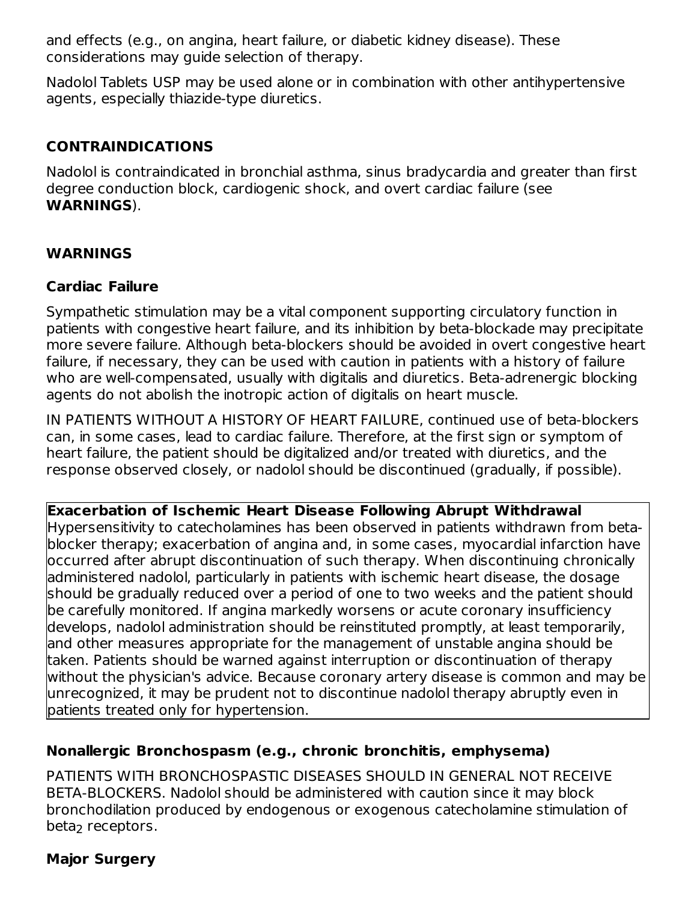and effects (e.g., on angina, heart failure, or diabetic kidney disease). These considerations may guide selection of therapy.

Nadolol Tablets USP may be used alone or in combination with other antihypertensive agents, especially thiazide-type diuretics.

## CONTRAINDICATIONS

Nadolol is contraindicated in bronchial asthma, sinus bradycardia and greater than first degree conduction block, cardiogenic shock, and overt cardiac failure (see **WARNINGS**).

## WARNINGS

### Cardiac Failure

Sympathetic stimulation may be a vital component supporting circulatory function in patients with congestive heart failure, and its inhibition by beta-blockade may precipitate more severe failure. Although beta-blockers should be avoided in overt congestive heart failure, if necessary, they can be used with caution in patients with a history of failure who are well-compensated, usually with digitalis and diuretics. Beta-adrenergic blocking agents do not abolish the inotropic action of digitalis on heart muscle.

IN PATIENTS WITHOUT A HISTORY OF HEART FAILURE, continued use of beta-blockers can, in some cases, lead to cardiac failure. Therefore, at the first sign or symptom of heart failure, the patient should be digitalized and/or treated with diuretics, and the response observed closely, or nadolol should be discontinued (gradually, if possible).

**Exacerbation of Ischemic Heart Disease Following Abrupt Withdrawal**
Hypersensitivity to catecholamines has been observed in patients withdrawn from beta-blocker therapy; exacerbation of angina and, in some cases, myocardial infarction have occurred after abrupt discontinuation of such therapy. When discontinuing chronically administered nadolol, particularly in patients with ischemic heart disease, the dosage should be gradually reduced over a period of one to two weeks and the patient should be carefully monitored. If angina markedly worsens or acute coronary insufficiency develops, nadolol administration should be reinstituted promptly, at least temporarily, and other measures appropriate for the management of unstable angina should be taken. Patients should be warned against interruption or discontinuation of therapy without the physician's advice. Because coronary artery disease is common and may be unrecognized, it may be prudent not to discontinue nadolol therapy abruptly even in patients treated only for hypertension.

### Nonallergic Bronchospasm (e.g., chronic bronchitis, emphysema)

PATIENTS WITH BRONCHOSPASTIC DISEASES SHOULD IN GENERAL NOT RECEIVE BETA-BLOCKERS. Nadolol should be administered with caution since it may block bronchodilation produced by endogenous or exogenous catecholamine stimulation of $beta_2$ receptors.

### Major Surgery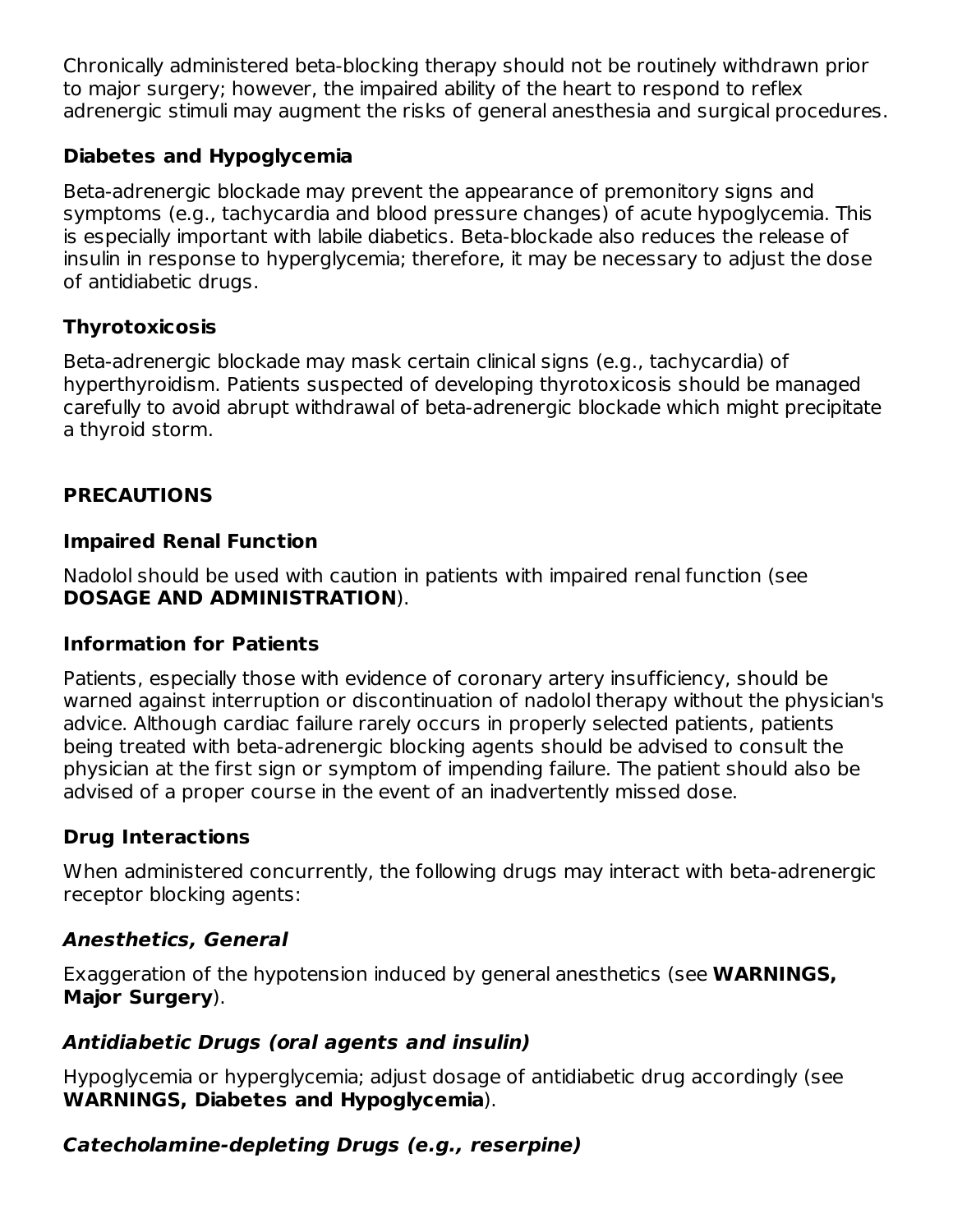Chronically administered beta-blocking therapy should not be routinely withdrawn prior to major surgery; however, the impaired ability of the heart to respond to reflex adrenergic stimuli may augment the risks of general anesthesia and surgical procedures.

### Diabetes and Hypoglycemia

Beta-adrenergic blockade may prevent the appearance of premonitory signs and symptoms (e.g., tachycardia and blood pressure changes) of acute hypoglycemia. This is especially important with labile diabetics. Beta-blockade also reduces the release of insulin in response to hyperglycemia; therefore, it may be necessary to adjust the dose of antidiabetic drugs.

### Thyrotoxicosis

Beta-adrenergic blockade may mask certain clinical signs (e.g., tachycardia) of hyperthyroidism. Patients suspected of developing thyrotoxicosis should be managed carefully to avoid abrupt withdrawal of beta-adrenergic blockade which might precipitate a thyroid storm.

## PRECAUTIONS

### Impaired Renal Function

Nadolol should be used with caution in patients with impaired renal function (see **DOSAGE AND ADMINISTRATION**).

### Information for Patients

Patients, especially those with evidence of coronary artery insufficiency, should be warned against interruption or discontinuation of nadolol therapy without the physician's advice. Although cardiac failure rarely occurs in properly selected patients, patients being treated with beta-adrenergic blocking agents should be advised to consult the physician at the first sign or symptom of impending failure. The patient should also be advised of a proper course in the event of an inadvertently missed dose.

### Drug Interactions

When administered concurrently, the following drugs may interact with beta-adrenergic receptor blocking agents:

#### *Anesthetics, General*

Exaggeration of the hypotension induced by general anesthetics (see **WARNINGS, Major Surgery**).

#### *Antidiabetic Drugs (oral agents and insulin)*

Hypoglycemia or hyperglycemia; adjust dosage of antidiabetic drug accordingly (see **WARNINGS, Diabetes and Hypoglycemia**).

#### *Catecholamine-depleting Drugs (e.g., reserpine)*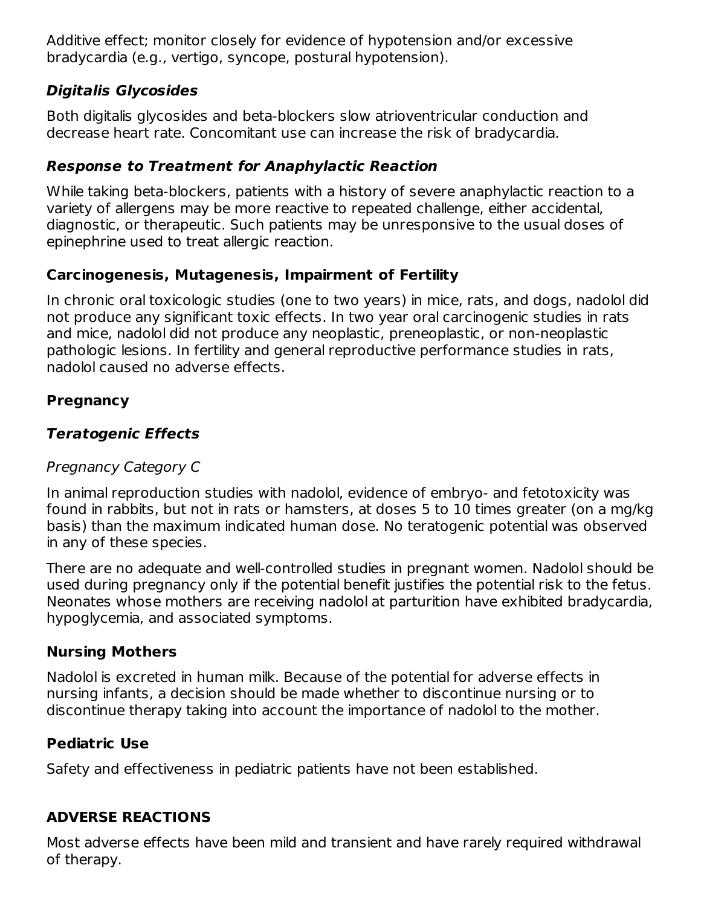Additive effect; monitor closely for evidence of hypotension and/or excessive bradycardia (e.g., vertigo, syncope, postural hypotension).

### *Digitalis Glycosides*

Both digitalis glycosides and beta-blockers slow atrioventricular conduction and decrease heart rate. Concomitant use can increase the risk of bradycardia.

### *Response to Treatment for Anaphylactic Reaction*

While taking beta-blockers, patients with a history of severe anaphylactic reaction to a variety of allergens may be more reactive to repeated challenge, either accidental, diagnostic, or therapeutic. Such patients may be unresponsive to the usual doses of epinephrine used to treat allergic reaction.

### Carcinogenesis, Mutagenesis, Impairment of Fertility

In chronic oral toxicologic studies (one to two years) in mice, rats, and dogs, nadolol did not produce any significant toxic effects. In two year oral carcinogenic studies in rats and mice, nadolol did not produce any neoplastic, preneoplastic, or non-neoplastic pathologic lesions. In fertility and general reproductive performance studies in rats, nadolol caused no adverse effects.

### Pregnancy

### *Teratogenic Effects*

*Pregnancy Category C*

In animal reproduction studies with nadolol, evidence of embryo- and fetotoxicity was found in rabbits, but not in rats or hamsters, at doses 5 to 10 times greater (on a mg/kg basis) than the maximum indicated human dose. No teratogenic potential was observed in any of these species.

There are no adequate and well-controlled studies in pregnant women. Nadolol should be used during pregnancy only if the potential benefit justifies the potential risk to the fetus. Neonates whose mothers are receiving nadolol at parturition have exhibited bradycardia, hypoglycemia, and associated symptoms.

### Nursing Mothers

Nadolol is excreted in human milk. Because of the potential for adverse effects in nursing infants, a decision should be made whether to discontinue nursing or to discontinue therapy taking into account the importance of nadolol to the mother.

### Pediatric Use

Safety and effectiveness in pediatric patients have not been established.

## ADVERSE REACTIONS

Most adverse effects have been mild and transient and have rarely required withdrawal of therapy.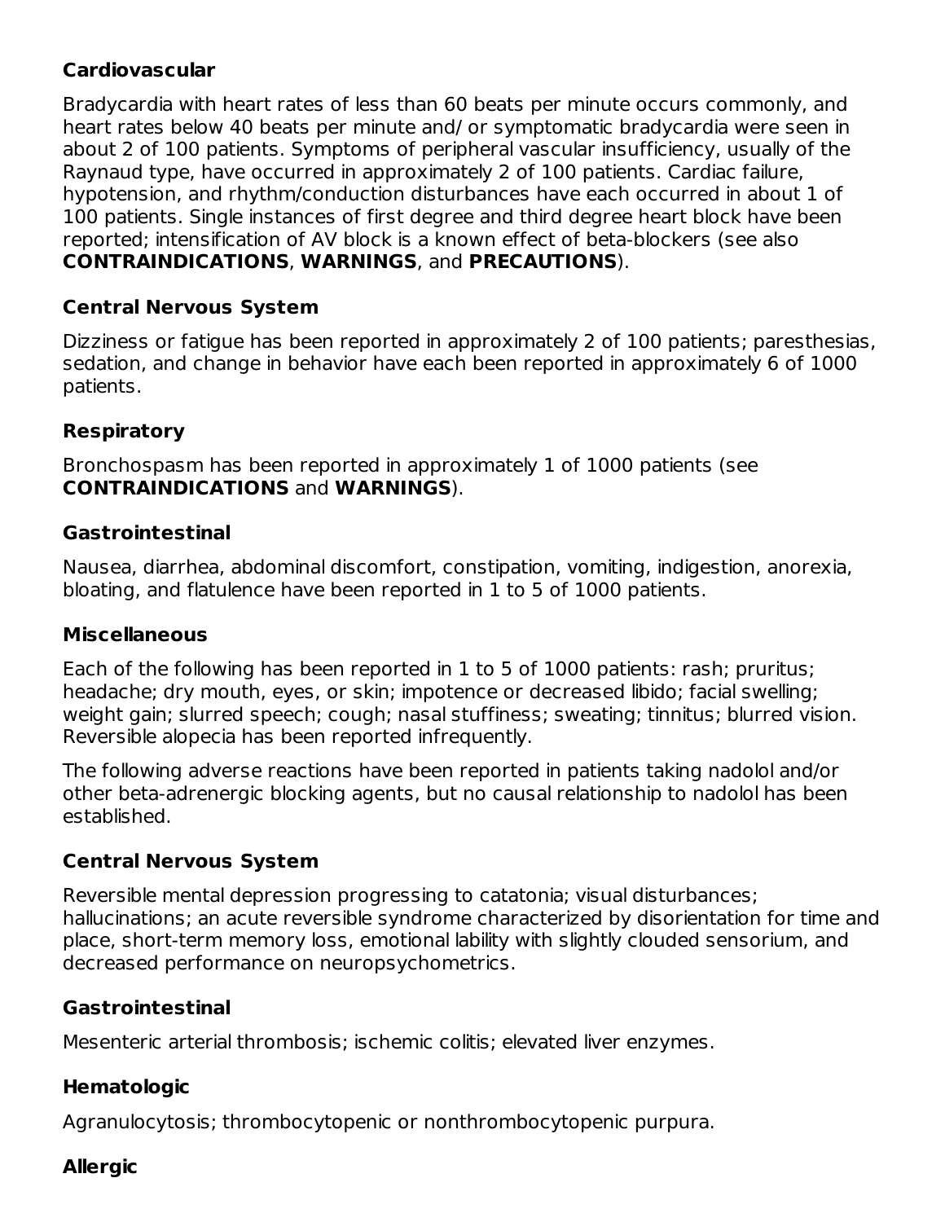**Cardiovascular**

Bradycardia with heart rates of less than 60 beats per minute occurs commonly, and heart rates below 40 beats per minute and/ or symptomatic bradycardia were seen in about 2 of 100 patients. Symptoms of peripheral vascular insufficiency, usually of the Raynaud type, have occurred in approximately 2 of 100 patients. Cardiac failure, hypotension, and rhythm/conduction disturbances have each occurred in about 1 of 100 patients. Single instances of first degree and third degree heart block have been reported; intensification of AV block is a known effect of beta-blockers (see also **CONTRAINDICATIONS**, **WARNINGS**, and **PRECAUTIONS**).

**Central Nervous System**

Dizziness or fatigue has been reported in approximately 2 of 100 patients; paresthesias, sedation, and change in behavior have each been reported in approximately 6 of 1000 patients.

**Respiratory**

Bronchospasm has been reported in approximately 1 of 1000 patients (see **CONTRAINDICATIONS** and **WARNINGS**).

**Gastrointestinal**

Nausea, diarrhea, abdominal discomfort, constipation, vomiting, indigestion, anorexia, bloating, and flatulence have been reported in 1 to 5 of 1000 patients.

**Miscellaneous**

Each of the following has been reported in 1 to 5 of 1000 patients: rash; pruritus; headache; dry mouth, eyes, or skin; impotence or decreased libido; facial swelling; weight gain; slurred speech; cough; nasal stuffiness; sweating; tinnitus; blurred vision. Reversible alopecia has been reported infrequently.

The following adverse reactions have been reported in patients taking nadolol and/or other beta-adrenergic blocking agents, but no causal relationship to nadolol has been established.

**Central Nervous System**

Reversible mental depression progressing to catatonia; visual disturbances; hallucinations; an acute reversible syndrome characterized by disorientation for time and place, short-term memory loss, emotional lability with slightly clouded sensorium, and decreased performance on neuropsychometrics.

**Gastrointestinal**

Mesenteric arterial thrombosis; ischemic colitis; elevated liver enzymes.

**Hematologic**

Agranulocytosis; thrombocytopenic or nonthrombocytopenic purpura.

**Allergic**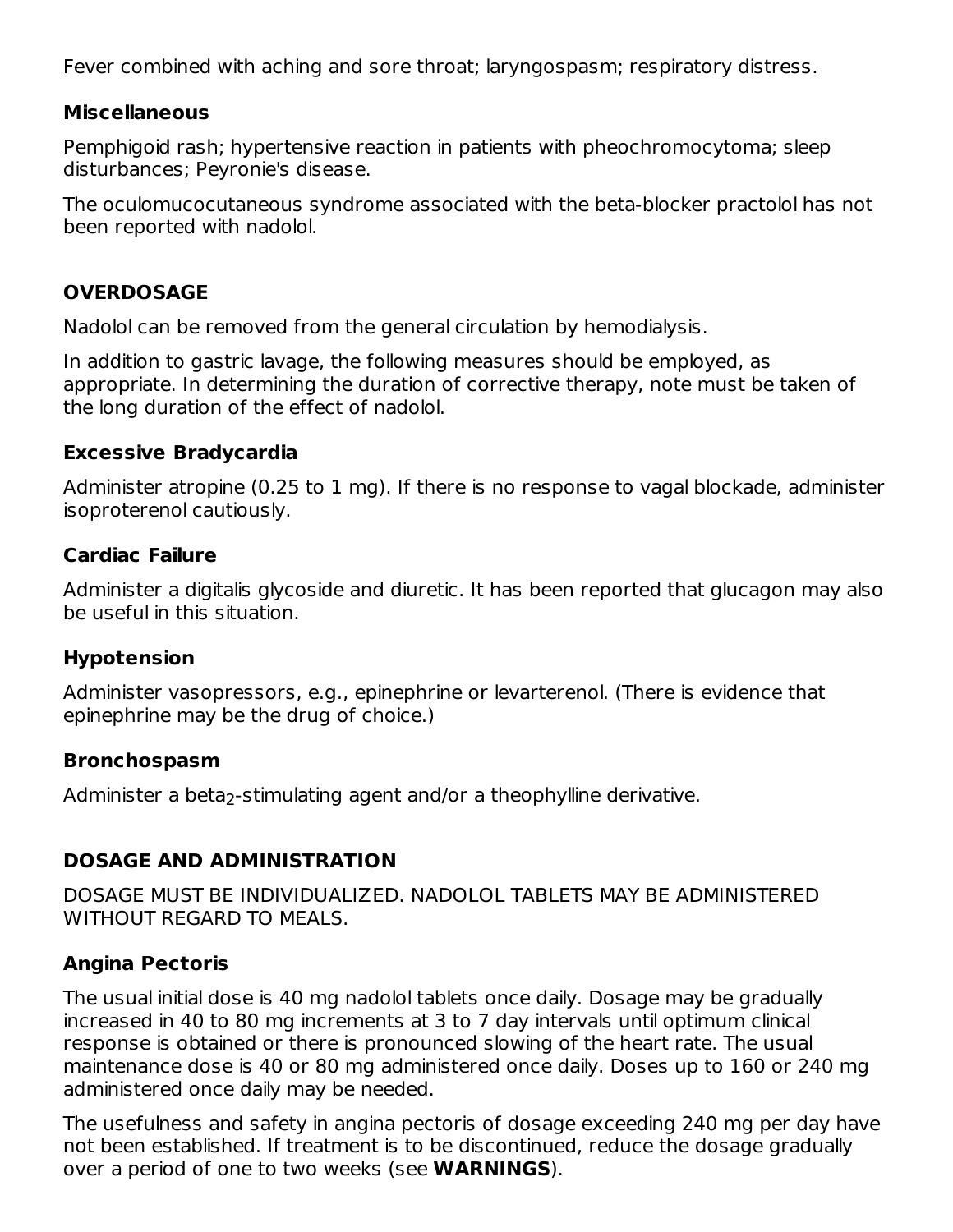Fever combined with aching and sore throat; laryngospasm; respiratory distress.

### Miscellaneous

Pemphigoid rash; hypertensive reaction in patients with pheochromocytoma; sleep disturbances; Peyronie's disease.

The oculomucocutaneous syndrome associated with the beta-blocker practolol has not been reported with nadolol.

## OVERDOSAGE

Nadolol can be removed from the general circulation by hemodialysis.

In addition to gastric lavage, the following measures should be employed, as appropriate. In determining the duration of corrective therapy, note must be taken of the long duration of the effect of nadolol.

### Excessive Bradycardia

Administer atropine (0.25 to 1 mg). If there is no response to vagal blockade, administer isoproterenol cautiously.

### Cardiac Failure

Administer a digitalis glycoside and diuretic. It has been reported that glucagon may also be useful in this situation.

### Hypotension

Administer vasopressors, e.g., epinephrine or levarterenol. (There is evidence that epinephrine may be the drug of choice.)

### Bronchospasm

Administer a beta$_2$-stimulating agent and/or a theophylline derivative.

## DOSAGE AND ADMINISTRATION

DOSAGE MUST BE INDIVIDUALIZED. NADOLOL TABLETS MAY BE ADMINISTERED WITHOUT REGARD TO MEALS.

### Angina Pectoris

The usual initial dose is 40 mg nadolol tablets once daily. Dosage may be gradually increased in 40 to 80 mg increments at 3 to 7 day intervals until optimum clinical response is obtained or there is pronounced slowing of the heart rate. The usual maintenance dose is 40 or 80 mg administered once daily. Doses up to 160 or 240 mg administered once daily may be needed.

The usefulness and safety in angina pectoris of dosage exceeding 240 mg per day have not been established. If treatment is to be discontinued, reduce the dosage gradually over a period of one to two weeks (see **WARNINGS**).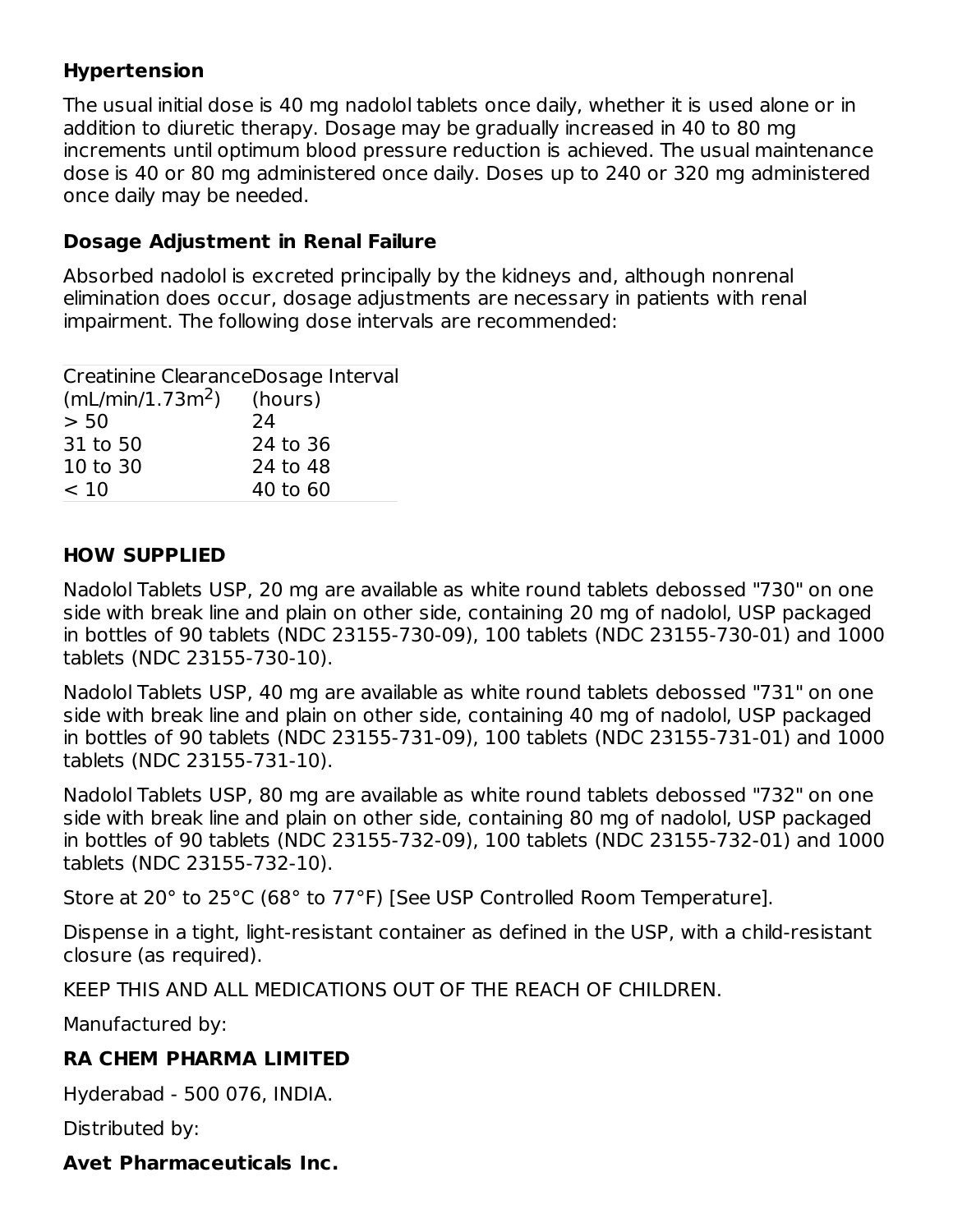### Hypertension

The usual initial dose is 40 mg nadolol tablets once daily, whether it is used alone or in addition to diuretic therapy. Dosage may be gradually increased in 40 to 80 mg increments until optimum blood pressure reduction is achieved. The usual maintenance dose is 40 or 80 mg administered once daily. Doses up to 240 or 320 mg administered once daily may be needed.

### Dosage Adjustment in Renal Failure

Absorbed nadolol is excreted principally by the kidneys and, although nonrenal elimination does occur, dosage adjustments are necessary in patients with renal impairment. The following dose intervals are recommended:

| Creatinine Clearance ($mL/min/1.73m^2$) | Dosage Interval (hours) |
|---|---|
| > 50 | 24 |
| 31 to 50 | 24 to 36 |
| 10 to 30 | 24 to 48 |
| < 10 | 40 to 60 |

## HOW SUPPLIED

Nadolol Tablets USP, 20 mg are available as white round tablets debossed "730" on one side with break line and plain on other side, containing 20 mg of nadolol, USP packaged in bottles of 90 tablets (NDC 23155-730-09), 100 tablets (NDC 23155-730-01) and 1000 tablets (NDC 23155-730-10).

Nadolol Tablets USP, 40 mg are available as white round tablets debossed "731" on one side with break line and plain on other side, containing 40 mg of nadolol, USP packaged in bottles of 90 tablets (NDC 23155-731-09), 100 tablets (NDC 23155-731-01) and 1000 tablets (NDC 23155-731-10).

Nadolol Tablets USP, 80 mg are available as white round tablets debossed "732" on one side with break line and plain on other side, containing 80 mg of nadolol, USP packaged in bottles of 90 tablets (NDC 23155-732-09), 100 tablets (NDC 23155-732-01) and 1000 tablets (NDC 23155-732-10).

Store at 20° to 25°C (68° to 77°F) [See USP Controlled Room Temperature].

Dispense in a tight, light-resistant container as defined in the USP, with a child-resistant closure (as required).

KEEP THIS AND ALL MEDICATIONS OUT OF THE REACH OF CHILDREN.

Manufactured by:

**RA CHEM PHARMA LIMITED**

Hyderabad - 500 076, INDIA.

Distributed by:

**Avet Pharmaceuticals Inc.**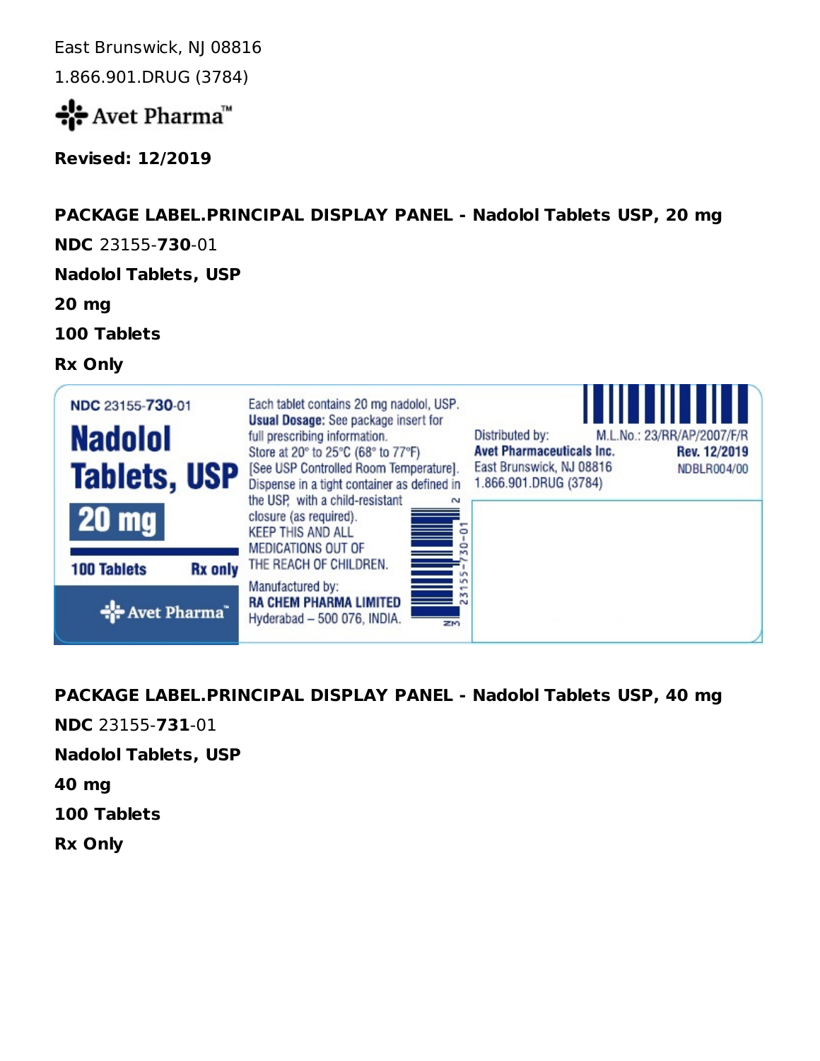East Brunswick, NJ 08816

1.866.901.DRUG (3784)

Avet Pharma™

**Revised: 12/2019**

**PACKAGE LABEL.PRINCIPAL DISPLAY PANEL - Nadolol Tablets USP, 20 mg**

**NDC** 23155-**730**-01

**Nadolol Tablets, USP**

**20 mg**

**100 Tablets**

**Rx Only**

NDC 23155-**730**-01

**Nadolol Tablets, USP**

**20 mg**

**100 Tablets** **Rx only**

Avet Pharma™

Each tablet contains 20 mg nadolol, USP.
**Usual Dosage:** See package insert for full prescribing information.
Store at 20° to 25°C (68° to 77°F) [See USP Controlled Room Temperature].
Dispense in a tight container as defined in the USP, with a child-resistant closure (as required).
KEEP THIS AND ALL MEDICATIONS OUT OF THE REACH OF CHILDREN.

Manufactured by:
**RA CHEM PHARMA LIMITED**
Hyderabad – 500 076, INDIA.

3 23155-730-01 2

Distributed by:
**Avet Pharmaceuticals Inc.**
East Brunswick, NJ 08816
1.866.901.DRUG (3784)

M.L.No.: 23/RR/AP/2007/F/R
**Rev. 12/2019**
NDBLR004/00

**PACKAGE LABEL.PRINCIPAL DISPLAY PANEL - Nadolol Tablets USP, 40 mg**

**NDC** 23155-**731**-01

**Nadolol Tablets, USP**

**40 mg**

**100 Tablets**

**Rx Only**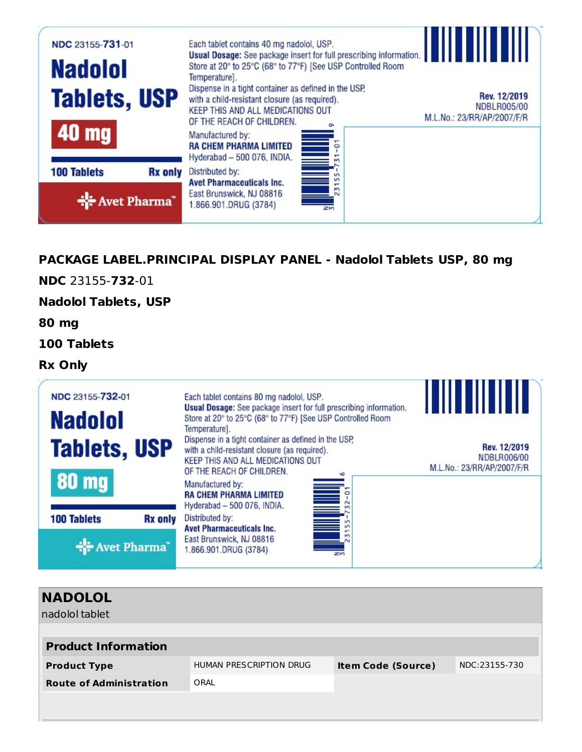NDC 23155-**731**-01

**Nadolol Tablets, USP**

**40 mg**

**100 Tablets** **Rx only**

Avet Pharma™

Each tablet contains 40 mg nadolol, USP.
**Usual Dosage:** See package insert for full prescribing information.
Store at 20° to 25°C (68° to 77°F) [See USP Controlled Room Temperature].
Dispense in a tight container as defined in the USP, with a child-resistant closure (as required).
KEEP THIS AND ALL MEDICATIONS OUT OF THE REACH OF CHILDREN.

Manufactured by:
**RA CHEM PHARMA LIMITED**
Hyderabad – 500 076, INDIA.

Distributed by:
**Avet Pharmaceuticals Inc.**
East Brunswick, NJ 08816
1.866.901.DRUG (3784)

**Rev. 12/2019**
NDBLR005/00
M.L.No.: 23/RR/AP/2007/F/R

**PACKAGE LABEL.PRINCIPAL DISPLAY PANEL - Nadolol Tablets USP, 80 mg**

**NDC** 23155-**732**-01

**Nadolol Tablets, USP**

**80 mg**

**100 Tablets**

**Rx Only**

NDC 23155-**732**-01

**Nadolol Tablets, USP**

**80 mg**

**100 Tablets** **Rx only**

Avet Pharma™

Each tablet contains 80 mg nadolol, USP.
**Usual Dosage:** See package insert for full prescribing information.
Store at 20° to 25°C (68° to 77°F) [See USP Controlled Room Temperature].
Dispense in a tight container as defined in the USP, with a child-resistant closure (as required).
KEEP THIS AND ALL MEDICATIONS OUT OF THE REACH OF CHILDREN.

Manufactured by:
**RA CHEM PHARMA LIMITED**
Hyderabad – 500 076, INDIA.

Distributed by:
**Avet Pharmaceuticals Inc.**
East Brunswick, NJ 08816
1.866.901.DRUG (3784)

**Rev. 12/2019**
NDBLR006/00
M.L.No.: 23/RR/AP/2007/F/R

## NADOLOL

nadolol tablet

| **Product Information** | | | |
|---|---|---|---|
| **Product Type** | HUMAN PRESCRIPTION DRUG | **Item Code (Source)** | NDC:23155-730 |
| **Route of Administration** | ORAL | | |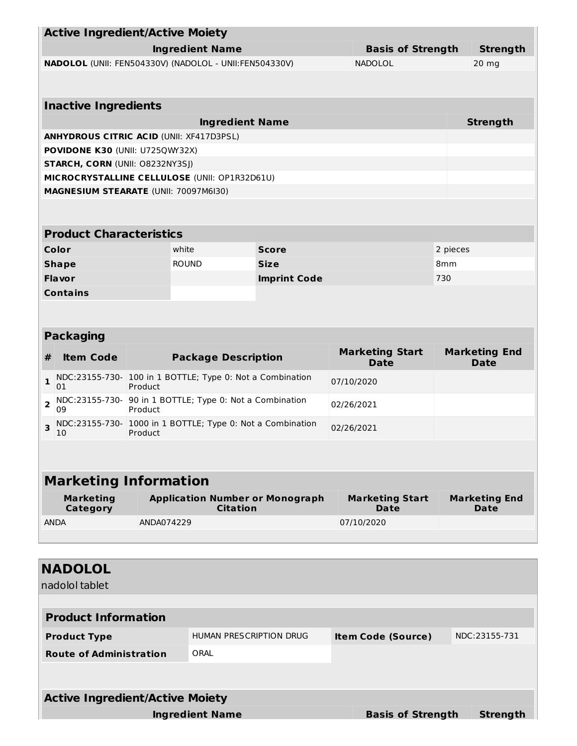| Active Ingredient/Active Moiety | | |
|---|---|---|
| **Ingredient Name** | **Basis of Strength** | **Strength** |
| **NADOLOL** (UNII: FEN504330V) (NADOLOL - UNII:FEN504330V) | NADOLOL | 20 mg |

| Inactive Ingredients | |
|---|---|
| **Ingredient Name** | **Strength** |
| **ANHYDROUS CITRIC ACID** (UNII: XF417D3PSL) | |
| **POVIDONE K30** (UNII: U725QWY32X) | |
| **STARCH, CORN** (UNII: O8232NY3SJ) | |
| **MICROCRYSTALLINE CELLULOSE** (UNII: OP1R32D61U) | |
| **MAGNESIUM STEARATE** (UNII: 70097M6I30) | |

| Product Characteristics | | | |
|---|---|---|---|
| **Color** | white | **Score** | 2 pieces |
| **Shape** | ROUND | **Size** | 8mm |
| **Flavor** | | **Imprint Code** | 730 |
| **Contains** | | | |

| Packaging | | | | |
|---|---|---|---|---|
| **#** | **Item Code** | **Package Description** | **Marketing Start Date** | **Marketing End Date** |
| **1** | NDC:23155-730-01 | 100 in 1 BOTTLE; Type 0: Not a Combination Product | 07/10/2020 | |
| **2** | NDC:23155-730-09 | 90 in 1 BOTTLE; Type 0: Not a Combination Product | 02/26/2021 | |
| **3** | NDC:23155-730-10 | 1000 in 1 BOTTLE; Type 0: Not a Combination Product | 02/26/2021 | |

| Marketing Information | | | |
|---|---|---|---|
| **Marketing Category** | **Application Number or Monograph Citation** | **Marketing Start Date** | **Marketing End Date** |
| ANDA | ANDA074229 | 07/10/2020 | |

## NADOLOL

nadolol tablet

| Product Information | | | |
|---|---|---|---|
| **Product Type** | HUMAN PRESCRIPTION DRUG | **Item Code (Source)** | NDC:23155-731 |
| **Route of Administration** | ORAL | | |

| Active Ingredient/Active Moiety | | |
|---|---|---|
| **Ingredient Name** | **Basis of Strength** | **Strength** |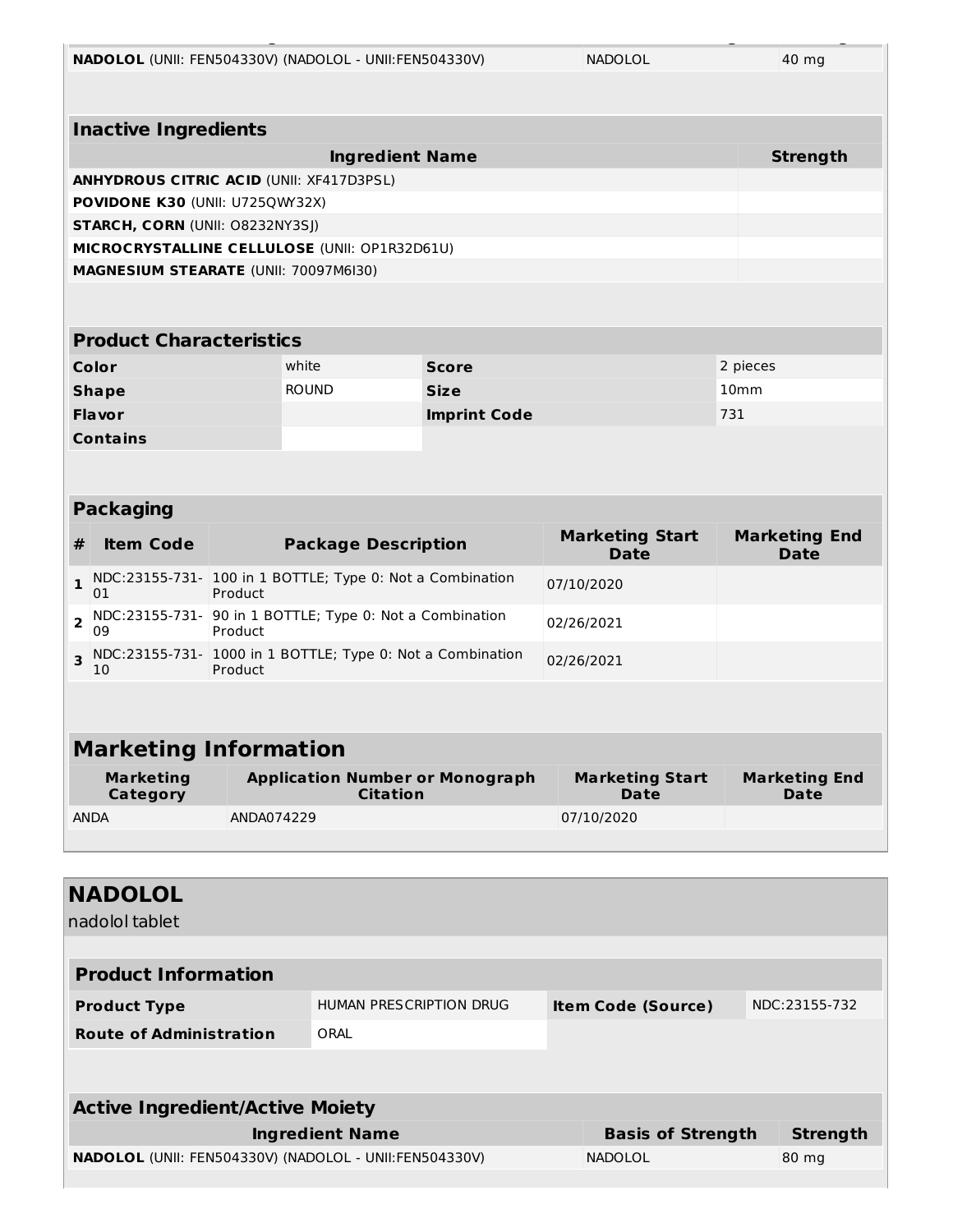| | | |
|---|---|---|
| **NADOLOL** (UNII: FEN504330V) (NADOLOL - UNII:FEN504330V) | NADOLOL | 40 mg |

| Inactive Ingredients | |
|---|---|
| **Ingredient Name** | **Strength** |
| **ANHYDROUS CITRIC ACID** (UNII: XF417D3PSL) | |
| **POVIDONE K30** (UNII: U725QWY32X) | |
| **STARCH, CORN** (UNII: O8232NY3SJ) | |
| **MICROCRYSTALLINE CELLULOSE** (UNII: OP1R32D61U) | |
| **MAGNESIUM STEARATE** (UNII: 70097M6I30) | |

| Product Characteristics | | | |
|---|---|---|---|
| **Color** | white | **Score** | 2 pieces |
| **Shape** | ROUND | **Size** | 10mm |
| **Flavor** | | **Imprint Code** | 731 |
| **Contains** | | | |

| Packaging | | | | |
|---|---|---|---|---|
| **#** | **Item Code** | **Package Description** | **Marketing Start Date** | **Marketing End Date** |
| **1** | NDC:23155-731-01 | 100 in 1 BOTTLE; Type 0: Not a Combination Product | 07/10/2020 | |
| **2** | NDC:23155-731-09 | 90 in 1 BOTTLE; Type 0: Not a Combination Product | 02/26/2021 | |
| **3** | NDC:23155-731-10 | 1000 in 1 BOTTLE; Type 0: Not a Combination Product | 02/26/2021 | |

| Marketing Information | | | |
|---|---|---|---|
| **Marketing Category** | **Application Number or Monograph Citation** | **Marketing Start Date** | **Marketing End Date** |
| ANDA | ANDA074229 | 07/10/2020 | |

## NADOLOL

nadolol tablet

| Product Information | | | |
|---|---|---|---|
| **Product Type** | HUMAN PRESCRIPTION DRUG | **Item Code (Source)** | NDC:23155-732 |
| **Route of Administration** | ORAL | | |

| Active Ingredient/Active Moiety | | |
|---|---|---|
| **Ingredient Name** | **Basis of Strength** | **Strength** |
| **NADOLOL** (UNII: FEN504330V) (NADOLOL - UNII:FEN504330V) | NADOLOL | 80 mg |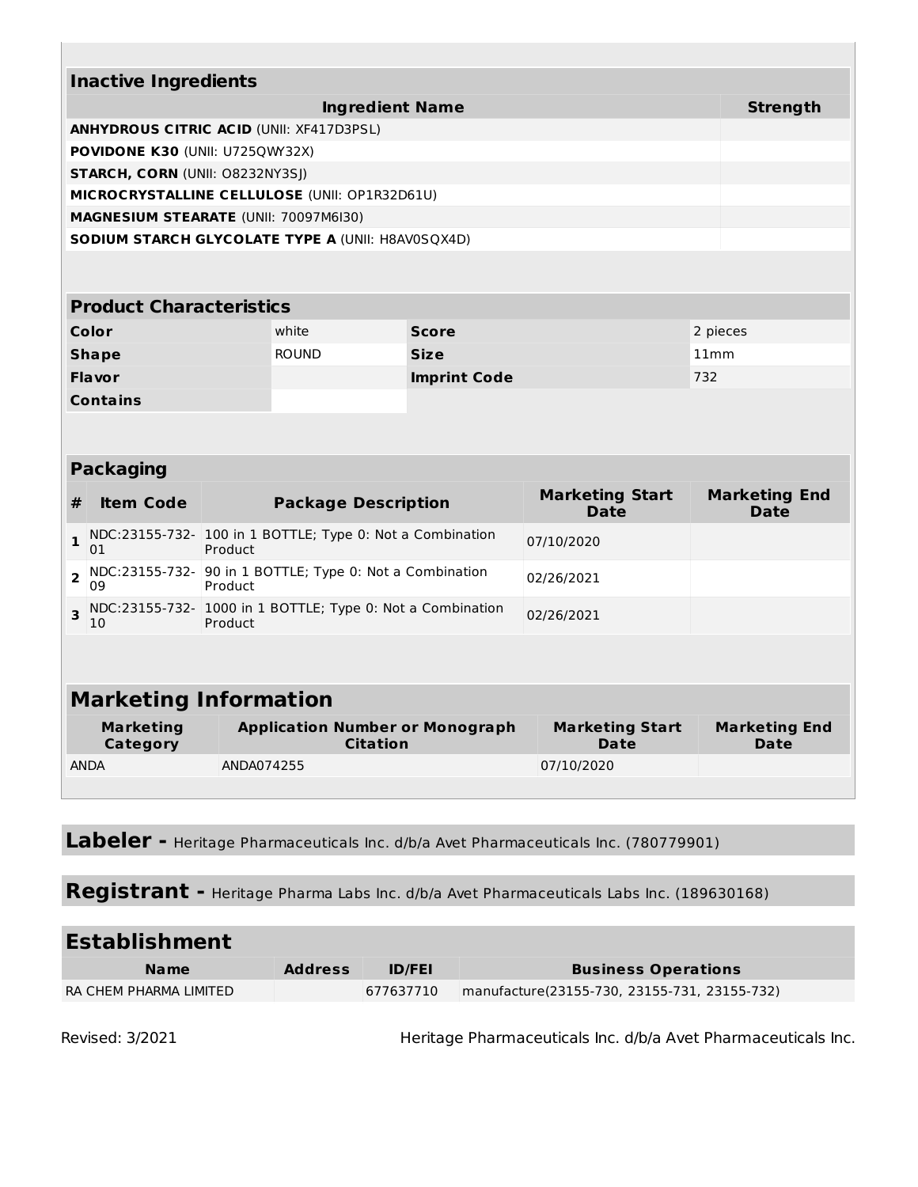| Inactive Ingredients | |
|---|---|
| **Ingredient Name** | **Strength** |
| **ANHYDROUS CITRIC ACID** (UNII: XF417D3PSL) | |
| **POVIDONE K30** (UNII: U725QWY32X) | |
| **STARCH, CORN** (UNII: O8232NY3SJ) | |
| **MICROCRYSTALLINE CELLULOSE** (UNII: OP1R32D61U) | |
| **MAGNESIUM STEARATE** (UNII: 70097M6I30) | |
| **SODIUM STARCH GLYCOLATE TYPE A** (UNII: H8AV0SQX4D) | |

| Product Characteristics | | | |
|---|---|---|---|
| **Color** | white | **Score** | 2 pieces |
| **Shape** | ROUND | **Size** | 11mm |
| **Flavor** | | **Imprint Code** | 732 |
| **Contains** | | | |

| Packaging | | | | |
|---|---|---|---|---|
| **#** | **Item Code** | **Package Description** | **Marketing Start Date** | **Marketing End Date** |
| **1** | NDC:23155-732-01 | 100 in 1 BOTTLE; Type 0: Not a Combination Product | 07/10/2020 | |
| **2** | NDC:23155-732-09 | 90 in 1 BOTTLE; Type 0: Not a Combination Product | 02/26/2021 | |
| **3** | NDC:23155-732-10 | 1000 in 1 BOTTLE; Type 0: Not a Combination Product | 02/26/2021 | |

| Marketing Information | | | |
|---|---|---|---|
| **Marketing Category** | **Application Number or Monograph Citation** | **Marketing Start Date** | **Marketing End Date** |
| ANDA | ANDA074255 | 07/10/2020 | |

## Labeler - Heritage Pharmaceuticals Inc. d/b/a Avet Pharmaceuticals Inc. (780779901)

## Registrant - Heritage Pharma Labs Inc. d/b/a Avet Pharmaceuticals Labs Inc. (189630168)

| Establishment | | | |
|---|---|---|---|
| **Name** | **Address** | **ID/FEI** | **Business Operations** |
| RA CHEM PHARMA LIMITED | | 677637710 | manufacture(23155-730, 23155-731, 23155-732) |

Revised: 3/2021 Heritage Pharmaceuticals Inc. d/b/a Avet Pharmaceuticals Inc.